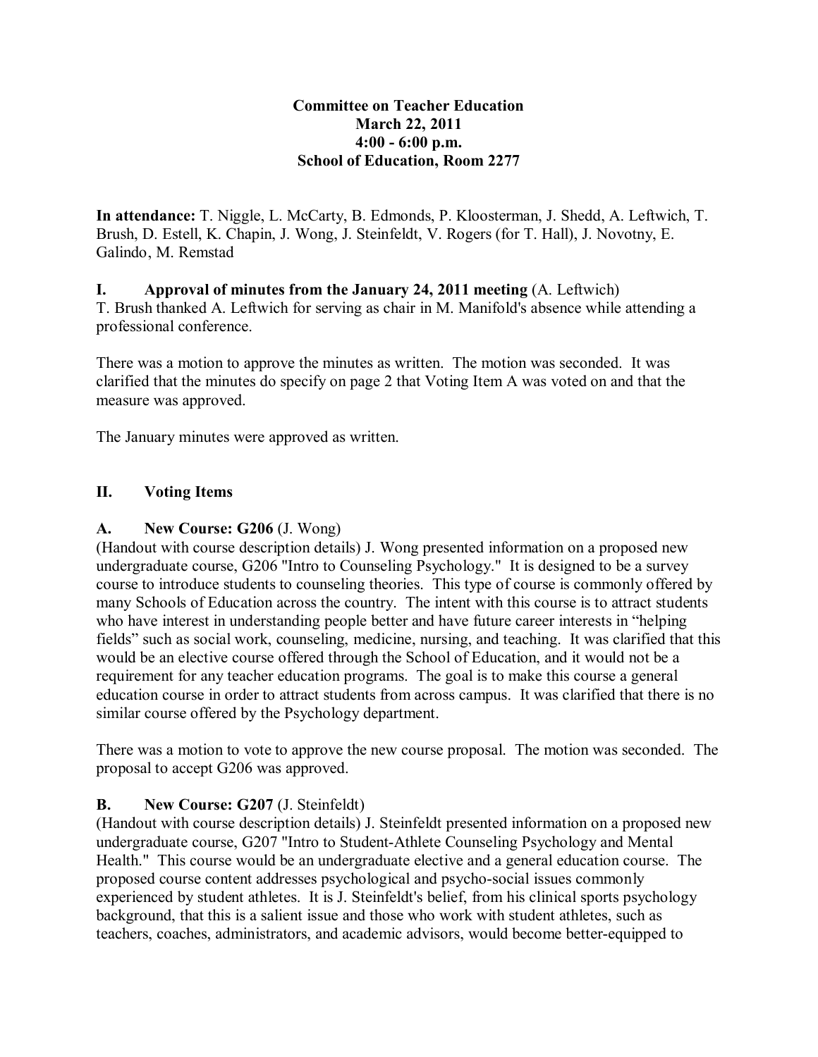# Committee on Teacher Education
## March 22, 2011
## 4:00 - 6:00 p.m.
## School of Education, Room 2277

**In attendance:** T. Niggle, L. McCarty, B. Edmonds, P. Kloosterman, J. Shedd, A. Leftwich, T. Brush, D. Estell, K. Chapin, J. Wong, J. Steinfeldt, V. Rogers (for T. Hall), J. Novotny, E. Galindo, M. Remstad

## I. Approval of minutes from the January 24, 2011 meeting (A. Leftwich)

T. Brush thanked A. Leftwich for serving as chair in M. Manifold's absence while attending a professional conference.

There was a motion to approve the minutes as written. The motion was seconded. It was clarified that the minutes do specify on page 2 that Voting Item A was voted on and that the measure was approved.

The January minutes were approved as written.

## II. Voting Items

### A. New Course: G206 (J. Wong)

(Handout with course description details) J. Wong presented information on a proposed new undergraduate course, G206 "Intro to Counseling Psychology." It is designed to be a survey course to introduce students to counseling theories. This type of course is commonly offered by many Schools of Education across the country. The intent with this course is to attract students who have interest in understanding people better and have future career interests in "helping fields" such as social work, counseling, medicine, nursing, and teaching. It was clarified that this would be an elective course offered through the School of Education, and it would not be a requirement for any teacher education programs. The goal is to make this course a general education course in order to attract students from across campus. It was clarified that there is no similar course offered by the Psychology department.

There was a motion to vote to approve the new course proposal. The motion was seconded. The proposal to accept G206 was approved.

### B. New Course: G207 (J. Steinfeldt)

(Handout with course description details) J. Steinfeldt presented information on a proposed new undergraduate course, G207 "Intro to Student-Athlete Counseling Psychology and Mental Health." This course would be an undergraduate elective and a general education course. The proposed course content addresses psychological and psycho-social issues commonly experienced by student athletes. It is J. Steinfeldt's belief, from his clinical sports psychology background, that this is a salient issue and those who work with student athletes, such as teachers, coaches, administrators, and academic advisors, would become better-equipped to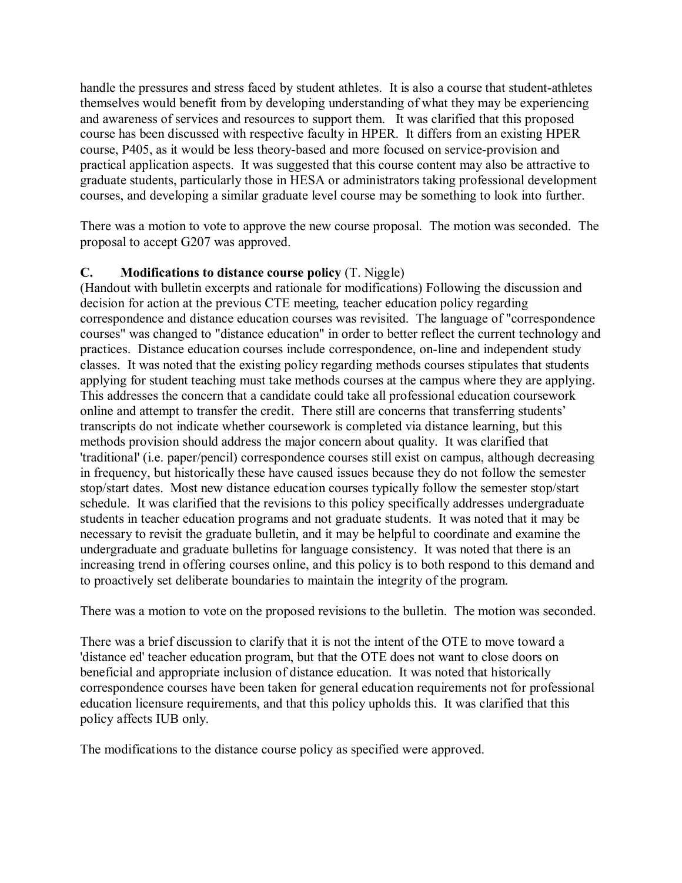handle the pressures and stress faced by student athletes. It is also a course that student-athletes themselves would benefit from by developing understanding of what they may be experiencing and awareness of services and resources to support them. It was clarified that this proposed course has been discussed with respective faculty in HPER. It differs from an existing HPER course, P405, as it would be less theory-based and more focused on service-provision and practical application aspects. It was suggested that this course content may also be attractive to graduate students, particularly those in HESA or administrators taking professional development courses, and developing a similar graduate level course may be something to look into further.

There was a motion to vote to approve the new course proposal. The motion was seconded. The proposal to accept G207 was approved.

**C. Modifications to distance course policy** (T. Niggle)

(Handout with bulletin excerpts and rationale for modifications) Following the discussion and decision for action at the previous CTE meeting, teacher education policy regarding correspondence and distance education courses was revisited. The language of "correspondence courses" was changed to "distance education" in order to better reflect the current technology and practices. Distance education courses include correspondence, on-line and independent study classes. It was noted that the existing policy regarding methods courses stipulates that students applying for student teaching must take methods courses at the campus where they are applying. This addresses the concern that a candidate could take all professional education coursework online and attempt to transfer the credit. There still are concerns that transferring students' transcripts do not indicate whether coursework is completed via distance learning, but this methods provision should address the major concern about quality. It was clarified that 'traditional' (i.e. paper/pencil) correspondence courses still exist on campus, although decreasing in frequency, but historically these have caused issues because they do not follow the semester stop/start dates. Most new distance education courses typically follow the semester stop/start schedule. It was clarified that the revisions to this policy specifically addresses undergraduate students in teacher education programs and not graduate students. It was noted that it may be necessary to revisit the graduate bulletin, and it may be helpful to coordinate and examine the undergraduate and graduate bulletins for language consistency. It was noted that there is an increasing trend in offering courses online, and this policy is to both respond to this demand and to proactively set deliberate boundaries to maintain the integrity of the program.

There was a motion to vote on the proposed revisions to the bulletin. The motion was seconded.

There was a brief discussion to clarify that it is not the intent of the OTE to move toward a 'distance ed' teacher education program, but that the OTE does not want to close doors on beneficial and appropriate inclusion of distance education. It was noted that historically correspondence courses have been taken for general education requirements not for professional education licensure requirements, and that this policy upholds this. It was clarified that this policy affects IUB only.

The modifications to the distance course policy as specified were approved.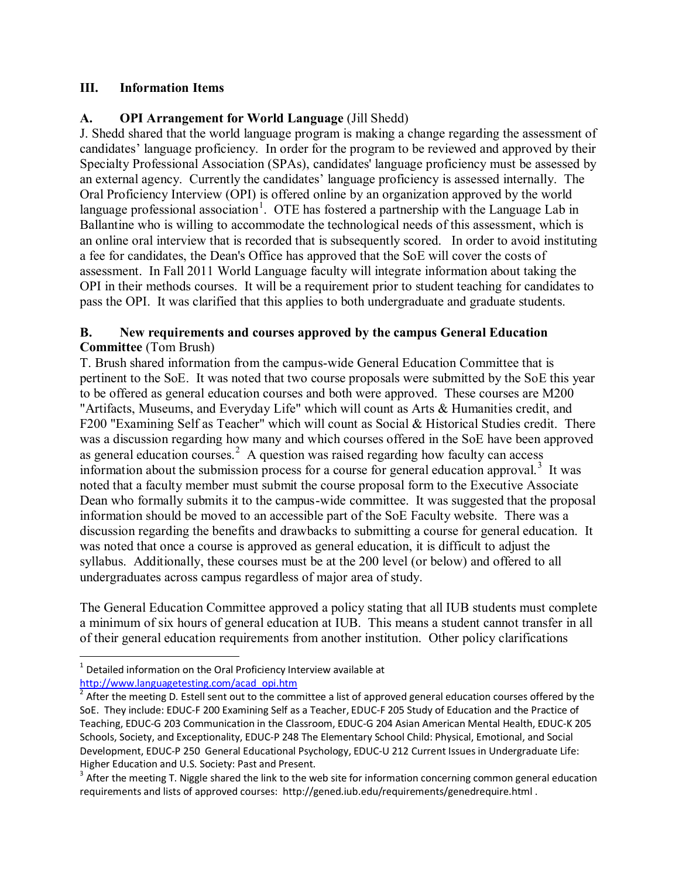## III. Information Items

### A. OPI Arrangement for World Language (Jill Shedd)

J. Shedd shared that the world language program is making a change regarding the assessment of candidates' language proficiency. In order for the program to be reviewed and approved by their Specialty Professional Association (SPAs), candidates' language proficiency must be assessed by an external agency. Currently the candidates' language proficiency is assessed internally. The Oral Proficiency Interview (OPI) is offered online by an organization approved by the world language professional association[1]. OTE has fostered a partnership with the Language Lab in Ballantine who is willing to accommodate the technological needs of this assessment, which is an online oral interview that is recorded that is subsequently scored. In order to avoid instituting a fee for candidates, the Dean's Office has approved that the SoE will cover the costs of assessment. In Fall 2011 World Language faculty will integrate information about taking the OPI in their methods courses. It will be a requirement prior to student teaching for candidates to pass the OPI. It was clarified that this applies to both undergraduate and graduate students.

### B. New requirements and courses approved by the campus General Education Committee (Tom Brush)

T. Brush shared information from the campus-wide General Education Committee that is pertinent to the SoE. It was noted that two course proposals were submitted by the SoE this year to be offered as general education courses and both were approved. These courses are M200 "Artifacts, Museums, and Everyday Life" which will count as Arts & Humanities credit, and F200 "Examining Self as Teacher" which will count as Social & Historical Studies credit. There was a discussion regarding how many and which courses offered in the SoE have been approved as general education courses.[2] A question was raised regarding how faculty can access information about the submission process for a course for general education approval.[3] It was noted that a faculty member must submit the course proposal form to the Executive Associate Dean who formally submits it to the campus-wide committee. It was suggested that the proposal information should be moved to an accessible part of the SoE Faculty website. There was a discussion regarding the benefits and drawbacks to submitting a course for general education. It was noted that once a course is approved as general education, it is difficult to adjust the syllabus. Additionally, these courses must be at the 200 level (or below) and offered to all undergraduates across campus regardless of major area of study.

The General Education Committee approved a policy stating that all IUB students must complete a minimum of six hours of general education at IUB. This means a student cannot transfer in all of their general education requirements from another institution. Other policy clarifications

---

[1] Detailed information on the Oral Proficiency Interview available at http://www.languagetesting.com/acad_opi.htm

[2] After the meeting D. Estell sent out to the committee a list of approved general education courses offered by the SoE. They include: EDUC-F 200 Examining Self as a Teacher, EDUC-F 205 Study of Education and the Practice of Teaching, EDUC-G 203 Communication in the Classroom, EDUC-G 204 Asian American Mental Health, EDUC-K 205 Schools, Society, and Exceptionality, EDUC-P 248 The Elementary School Child: Physical, Emotional, and Social Development, EDUC-P 250 General Educational Psychology, EDUC-U 212 Current Issues in Undergraduate Life: Higher Education and U.S. Society: Past and Present.

[3] After the meeting T. Niggle shared the link to the web site for information concerning common general education requirements and lists of approved courses: http://gened.iub.edu/requirements/genedrequire.html .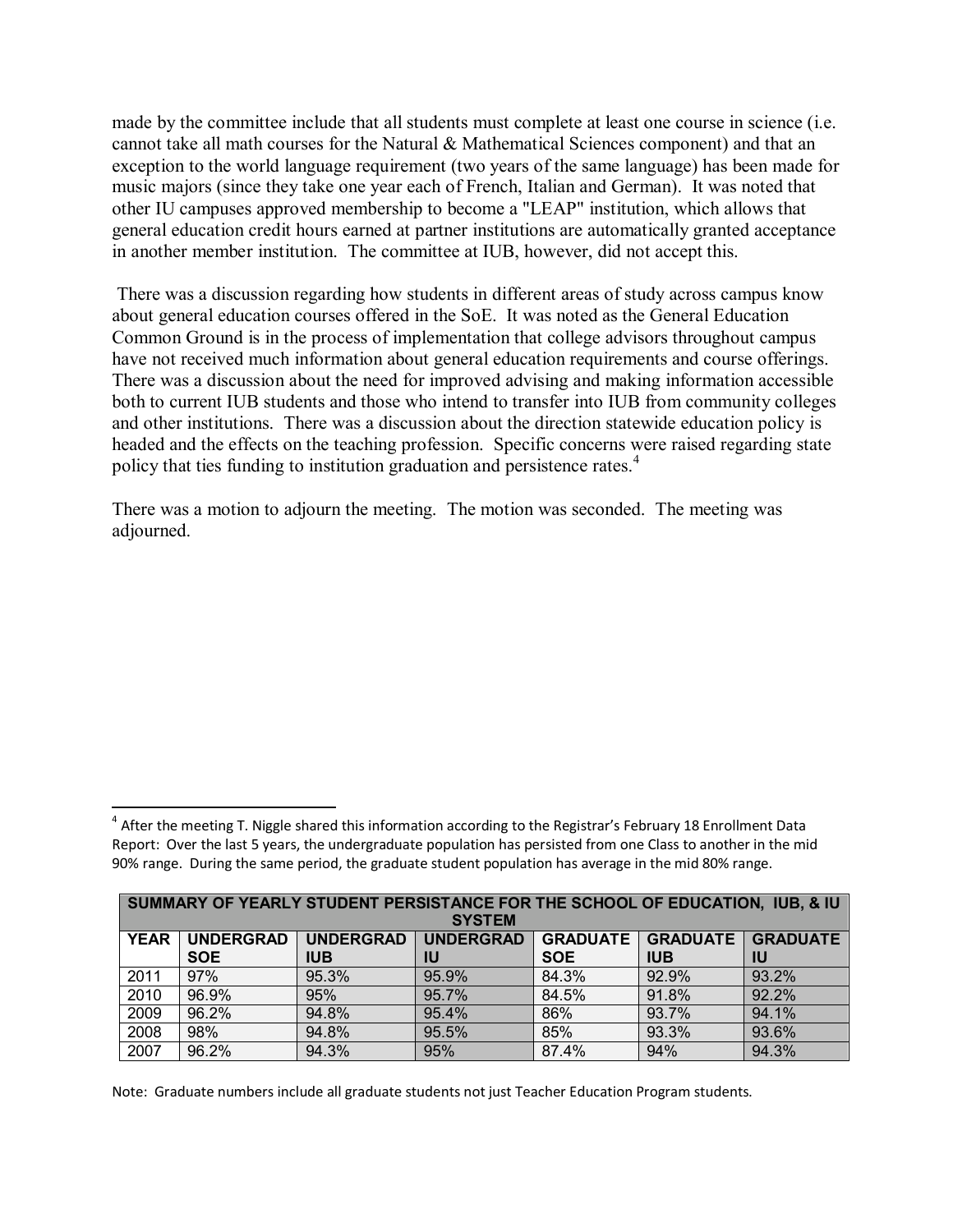made by the committee include that all students must complete at least one course in science (i.e. cannot take all math courses for the Natural & Mathematical Sciences component) and that an exception to the world language requirement (two years of the same language) has been made for music majors (since they take one year each of French, Italian and German). It was noted that other IU campuses approved membership to become a "LEAP" institution, which allows that general education credit hours earned at partner institutions are automatically granted acceptance in another member institution. The committee at IUB, however, did not accept this.

There was a discussion regarding how students in different areas of study across campus know about general education courses offered in the SoE. It was noted as the General Education Common Ground is in the process of implementation that college advisors throughout campus have not received much information about general education requirements and course offerings. There was a discussion about the need for improved advising and making information accessible both to current IUB students and those who intend to transfer into IUB from community colleges and other institutions. There was a discussion about the direction statewide education policy is headed and the effects on the teaching profession. Specific concerns were raised regarding state policy that ties funding to institution graduation and persistence rates.[4]

There was a motion to adjourn the meeting. The motion was seconded. The meeting was adjourned.

---

[4] After the meeting T. Niggle shared this information according to the Registrar's February 18 Enrollment Data Report: Over the last 5 years, the undergraduate population has persisted from one Class to another in the mid 90% range. During the same period, the graduate student population has average in the mid 80% range.

| SUMMARY OF YEARLY STUDENT PERSISTANCE FOR THE SCHOOL OF EDUCATION, IUB, & IU SYSTEM | | | | | | |
|---|---|---|---|---|---|---|
| **YEAR** | **UNDERGRAD SOE** | **UNDERGRAD IUB** | **UNDERGRAD IU** | **GRADUATE SOE** | **GRADUATE IUB** | **GRADUATE IU** |
| 2011 | 97% | 95.3% | 95.9% | 84.3% | 92.9% | 93.2% |
| 2010 | 96.9% | 95% | 95.7% | 84.5% | 91.8% | 92.2% |
| 2009 | 96.2% | 94.8% | 95.4% | 86% | 93.7% | 94.1% |
| 2008 | 98% | 94.8% | 95.5% | 85% | 93.3% | 93.6% |
| 2007 | 96.2% | 94.3% | 95% | 87.4% | 94% | 94.3% |

Note: Graduate numbers include all graduate students not just Teacher Education Program students.